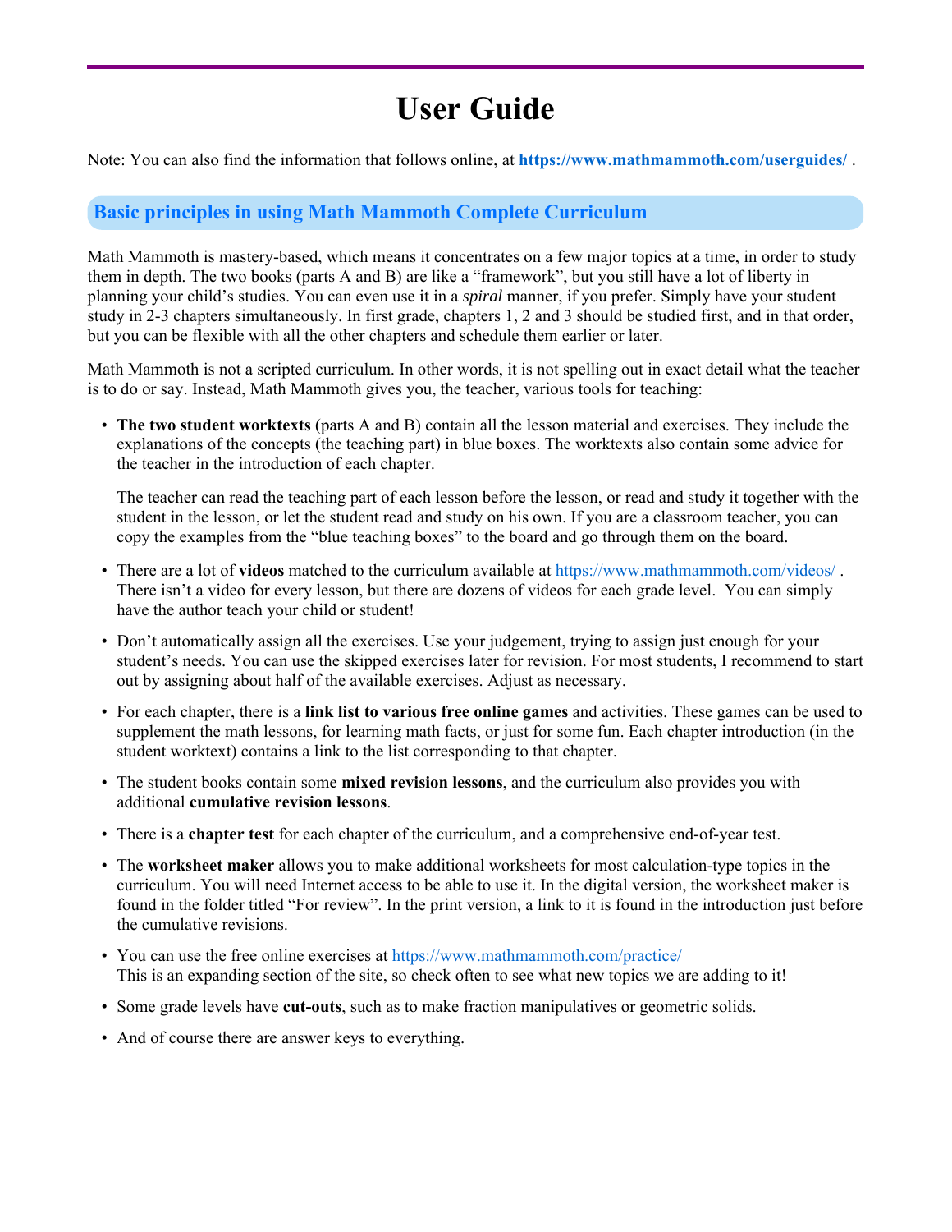# User Guide

Note: You can also find the information that follows online, at **https://www.mathmammoth.com/userguides/** .

## Basic principles in using Math Mammoth Complete Curriculum

Math Mammoth is mastery-based, which means it concentrates on a few major topics at a time, in order to study them in depth. The two books (parts A and B) are like a "framework", but you still have a lot of liberty in planning your child's studies. You can even use it in a *spiral* manner, if you prefer. Simply have your student study in 2-3 chapters simultaneously. In first grade, chapters 1, 2 and 3 should be studied first, and in that order, but you can be flexible with all the other chapters and schedule them earlier or later.

Math Mammoth is not a scripted curriculum. In other words, it is not spelling out in exact detail what the teacher is to do or say. Instead, Math Mammoth gives you, the teacher, various tools for teaching:

- **The two student worktexts** (parts A and B) contain all the lesson material and exercises. They include the explanations of the concepts (the teaching part) in blue boxes. The worktexts also contain some advice for the teacher in the introduction of each chapter.

  The teacher can read the teaching part of each lesson before the lesson, or read and study it together with the student in the lesson, or let the student read and study on his own. If you are a classroom teacher, you can copy the examples from the "blue teaching boxes" to the board and go through them on the board.

- There are a lot of **videos** matched to the curriculum available at https://www.mathmammoth.com/videos/ . There isn't a video for every lesson, but there are dozens of videos for each grade level. You can simply have the author teach your child or student!

- Don't automatically assign all the exercises. Use your judgement, trying to assign just enough for your student's needs. You can use the skipped exercises later for revision. For most students, I recommend to start out by assigning about half of the available exercises. Adjust as necessary.

- For each chapter, there is a **link list to various free online games** and activities. These games can be used to supplement the math lessons, for learning math facts, or just for some fun. Each chapter introduction (in the student worktext) contains a link to the list corresponding to that chapter.

- The student books contain some **mixed revision lessons**, and the curriculum also provides you with additional **cumulative revision lessons**.

- There is a **chapter test** for each chapter of the curriculum, and a comprehensive end-of-year test.

- The **worksheet maker** allows you to make additional worksheets for most calculation-type topics in the curriculum. You will need Internet access to be able to use it. In the digital version, the worksheet maker is found in the folder titled "For review". In the print version, a link to it is found in the introduction just before the cumulative revisions.

- You can use the free online exercises at https://www.mathmammoth.com/practice/
  This is an expanding section of the site, so check often to see what new topics we are adding to it!

- Some grade levels have **cut-outs**, such as to make fraction manipulatives or geometric solids.

- And of course there are answer keys to everything.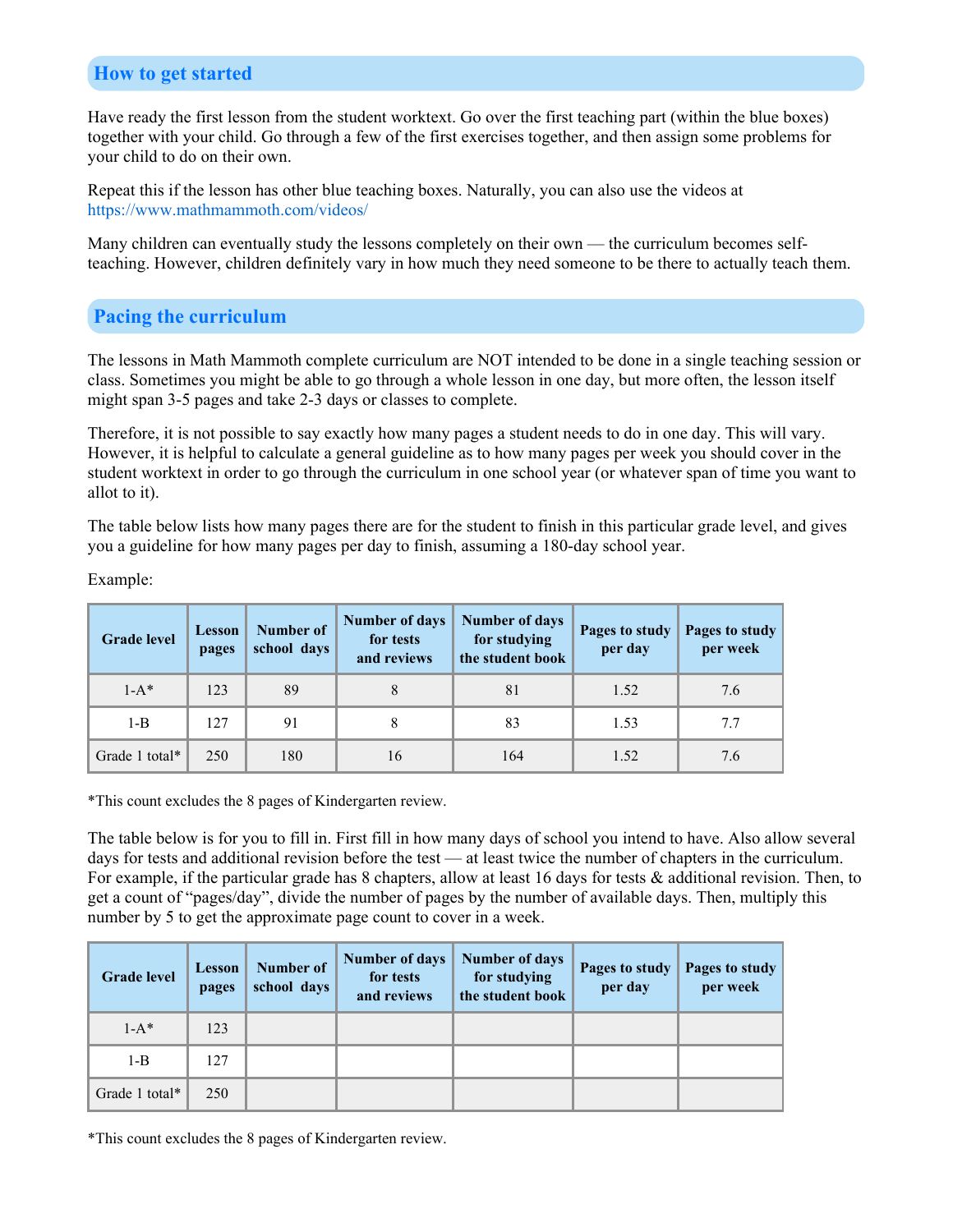## How to get started

Have ready the first lesson from the student worktext. Go over the first teaching part (within the blue boxes) together with your child. Go through a few of the first exercises together, and then assign some problems for your child to do on their own.

Repeat this if the lesson has other blue teaching boxes. Naturally, you can also use the videos at https://www.mathmammoth.com/videos/

Many children can eventually study the lessons completely on their own — the curriculum becomes self-teaching. However, children definitely vary in how much they need someone to be there to actually teach them.

## Pacing the curriculum

The lessons in Math Mammoth complete curriculum are NOT intended to be done in a single teaching session or class. Sometimes you might be able to go through a whole lesson in one day, but more often, the lesson itself might span 3-5 pages and take 2-3 days or classes to complete.

Therefore, it is not possible to say exactly how many pages a student needs to do in one day. This will vary. However, it is helpful to calculate a general guideline as to how many pages per week you should cover in the student worktext in order to go through the curriculum in one school year (or whatever span of time you want to allot to it).

The table below lists how many pages there are for the student to finish in this particular grade level, and gives you a guideline for how many pages per day to finish, assuming a 180-day school year.

Example:

| Grade level | Lesson pages | Number of school days | Number of days for tests and reviews | Number of days for studying the student book | Pages to study per day | Pages to study per week |
|---|---|---|---|---|---|---|
| 1-A* | 123 | 89 | 8 | 81 | 1.52 | 7.6 |
| 1-B | 127 | 91 | 8 | 83 | 1.53 | 7.7 |
| Grade 1 total* | 250 | 180 | 16 | 164 | 1.52 | 7.6 |

*This count excludes the 8 pages of Kindergarten review.

The table below is for you to fill in. First fill in how many days of school you intend to have. Also allow several days for tests and additional revision before the test — at least twice the number of chapters in the curriculum. For example, if the particular grade has 8 chapters, allow at least 16 days for tests & additional revision. Then, to get a count of "pages/day", divide the number of pages by the number of available days. Then, multiply this number by 5 to get the approximate page count to cover in a week.

| Grade level | Lesson pages | Number of school days | Number of days for tests and reviews | Number of days for studying the student book | Pages to study per day | Pages to study per week |
|---|---|---|---|---|---|---|
| 1-A* | 123 | | | | | |
| 1-B | 127 | | | | | |
| Grade 1 total* | 250 | | | | | |

*This count excludes the 8 pages of Kindergarten review.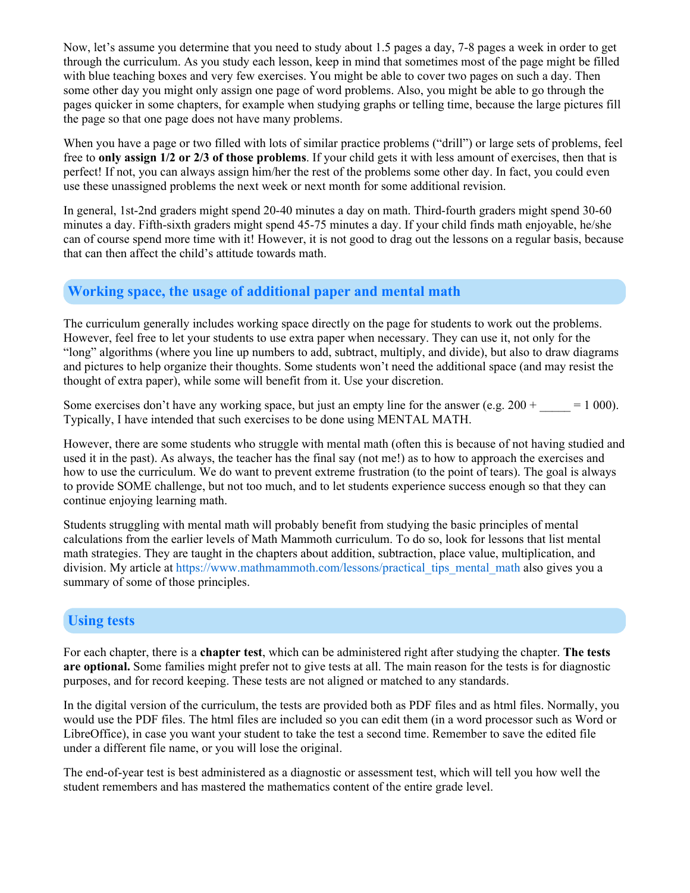Now, let's assume you determine that you need to study about 1.5 pages a day, 7-8 pages a week in order to get through the curriculum. As you study each lesson, keep in mind that sometimes most of the page might be filled with blue teaching boxes and very few exercises. You might be able to cover two pages on such a day. Then some other day you might only assign one page of word problems. Also, you might be able to go through the pages quicker in some chapters, for example when studying graphs or telling time, because the large pictures fill the page so that one page does not have many problems.

When you have a page or two filled with lots of similar practice problems ("drill") or large sets of problems, feel free to **only assign 1/2 or 2/3 of those problems**. If your child gets it with less amount of exercises, then that is perfect! If not, you can always assign him/her the rest of the problems some other day. In fact, you could even use these unassigned problems the next week or next month for some additional revision.

In general, 1st-2nd graders might spend 20-40 minutes a day on math. Third-fourth graders might spend 30-60 minutes a day. Fifth-sixth graders might spend 45-75 minutes a day. If your child finds math enjoyable, he/she can of course spend more time with it! However, it is not good to drag out the lessons on a regular basis, because that can then affect the child's attitude towards math.

## Working space, the usage of additional paper and mental math

The curriculum generally includes working space directly on the page for students to work out the problems. However, feel free to let your students to use extra paper when necessary. They can use it, not only for the "long" algorithms (where you line up numbers to add, subtract, multiply, and divide), but also to draw diagrams and pictures to help organize their thoughts. Some students won't need the additional space (and may resist the thought of extra paper), while some will benefit from it. Use your discretion.

Some exercises don't have any working space, but just an empty line for the answer (e.g. 200 + _____ = 1 000). Typically, I have intended that such exercises to be done using MENTAL MATH.

However, there are some students who struggle with mental math (often this is because of not having studied and used it in the past). As always, the teacher has the final say (not me!) as to how to approach the exercises and how to use the curriculum. We do want to prevent extreme frustration (to the point of tears). The goal is always to provide SOME challenge, but not too much, and to let students experience success enough so that they can continue enjoying learning math.

Students struggling with mental math will probably benefit from studying the basic principles of mental calculations from the earlier levels of Math Mammoth curriculum. To do so, look for lessons that list mental math strategies. They are taught in the chapters about addition, subtraction, place value, multiplication, and division. My article at https://www.mathmammoth.com/lessons/practical_tips_mental_math also gives you a summary of some of those principles.

## Using tests

For each chapter, there is a **chapter test**, which can be administered right after studying the chapter. **The tests are optional.** Some families might prefer not to give tests at all. The main reason for the tests is for diagnostic purposes, and for record keeping. These tests are not aligned or matched to any standards.

In the digital version of the curriculum, the tests are provided both as PDF files and as html files. Normally, you would use the PDF files. The html files are included so you can edit them (in a word processor such as Word or LibreOffice), in case you want your student to take the test a second time. Remember to save the edited file under a different file name, or you will lose the original.

The end-of-year test is best administered as a diagnostic or assessment test, which will tell you how well the student remembers and has mastered the mathematics content of the entire grade level.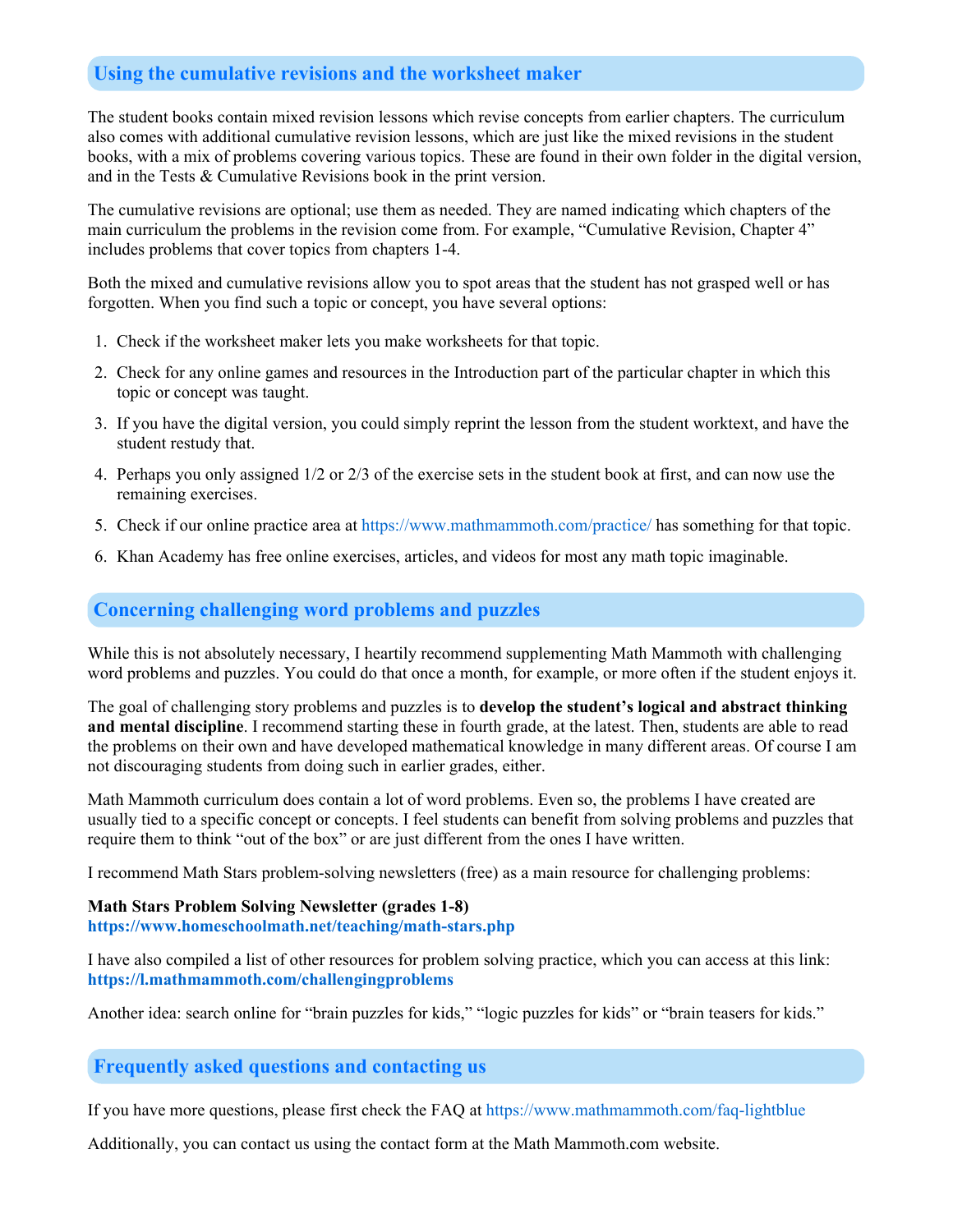## Using the cumulative revisions and the worksheet maker

The student books contain mixed revision lessons which revise concepts from earlier chapters. The curriculum also comes with additional cumulative revision lessons, which are just like the mixed revisions in the student books, with a mix of problems covering various topics. These are found in their own folder in the digital version, and in the Tests & Cumulative Revisions book in the print version.

The cumulative revisions are optional; use them as needed. They are named indicating which chapters of the main curriculum the problems in the revision come from. For example, "Cumulative Revision, Chapter 4" includes problems that cover topics from chapters 1-4.

Both the mixed and cumulative revisions allow you to spot areas that the student has not grasped well or has forgotten. When you find such a topic or concept, you have several options:

1. Check if the worksheet maker lets you make worksheets for that topic.
2. Check for any online games and resources in the Introduction part of the particular chapter in which this topic or concept was taught.
3. If you have the digital version, you could simply reprint the lesson from the student worktext, and have the student restudy that.
4. Perhaps you only assigned 1/2 or 2/3 of the exercise sets in the student book at first, and can now use the remaining exercises.
5. Check if our online practice area at https://www.mathmammoth.com/practice/ has something for that topic.
6. Khan Academy has free online exercises, articles, and videos for most any math topic imaginable.

## Concerning challenging word problems and puzzles

While this is not absolutely necessary, I heartily recommend supplementing Math Mammoth with challenging word problems and puzzles. You could do that once a month, for example, or more often if the student enjoys it.

The goal of challenging story problems and puzzles is to **develop the student's logical and abstract thinking and mental discipline**. I recommend starting these in fourth grade, at the latest. Then, students are able to read the problems on their own and have developed mathematical knowledge in many different areas. Of course I am not discouraging students from doing such in earlier grades, either.

Math Mammoth curriculum does contain a lot of word problems. Even so, the problems I have created are usually tied to a specific concept or concepts. I feel students can benefit from solving problems and puzzles that require them to think "out of the box" or are just different from the ones I have written.

I recommend Math Stars problem-solving newsletters (free) as a main resource for challenging problems:

**Math Stars Problem Solving Newsletter (grades 1-8)**
**https://www.homeschoolmath.net/teaching/math-stars.php**

I have also compiled a list of other resources for problem solving practice, which you can access at this link:
**https://l.mathmammoth.com/challengingproblems**

Another idea: search online for "brain puzzles for kids," "logic puzzles for kids" or "brain teasers for kids."

## Frequently asked questions and contacting us

If you have more questions, please first check the FAQ at https://www.mathmammoth.com/faq-lightblue

Additionally, you can contact us using the contact form at the Math Mammoth.com website.